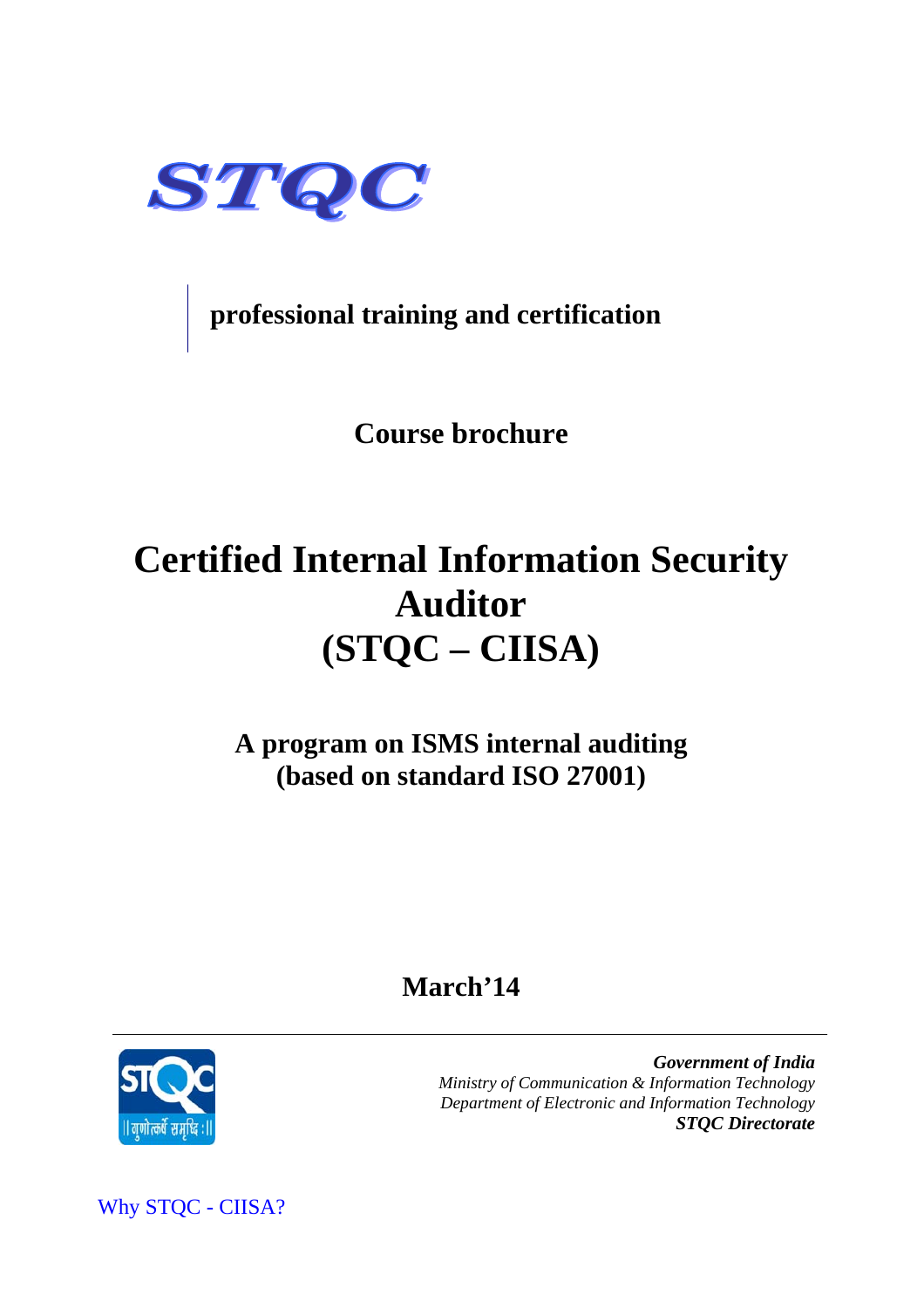STQC

**professional training and certification**

**Course brochure**

# Certified Internal Information Security Auditor (STQC – CIISA)

**A program on ISMS internal auditing (based on standard ISO 27001)**

**March'14**

***Government of India***
*Ministry of Communication & Information Technology*
*Department of Electronic and Information Technology*
***STQC Directorate***

Why STQC - CIISA?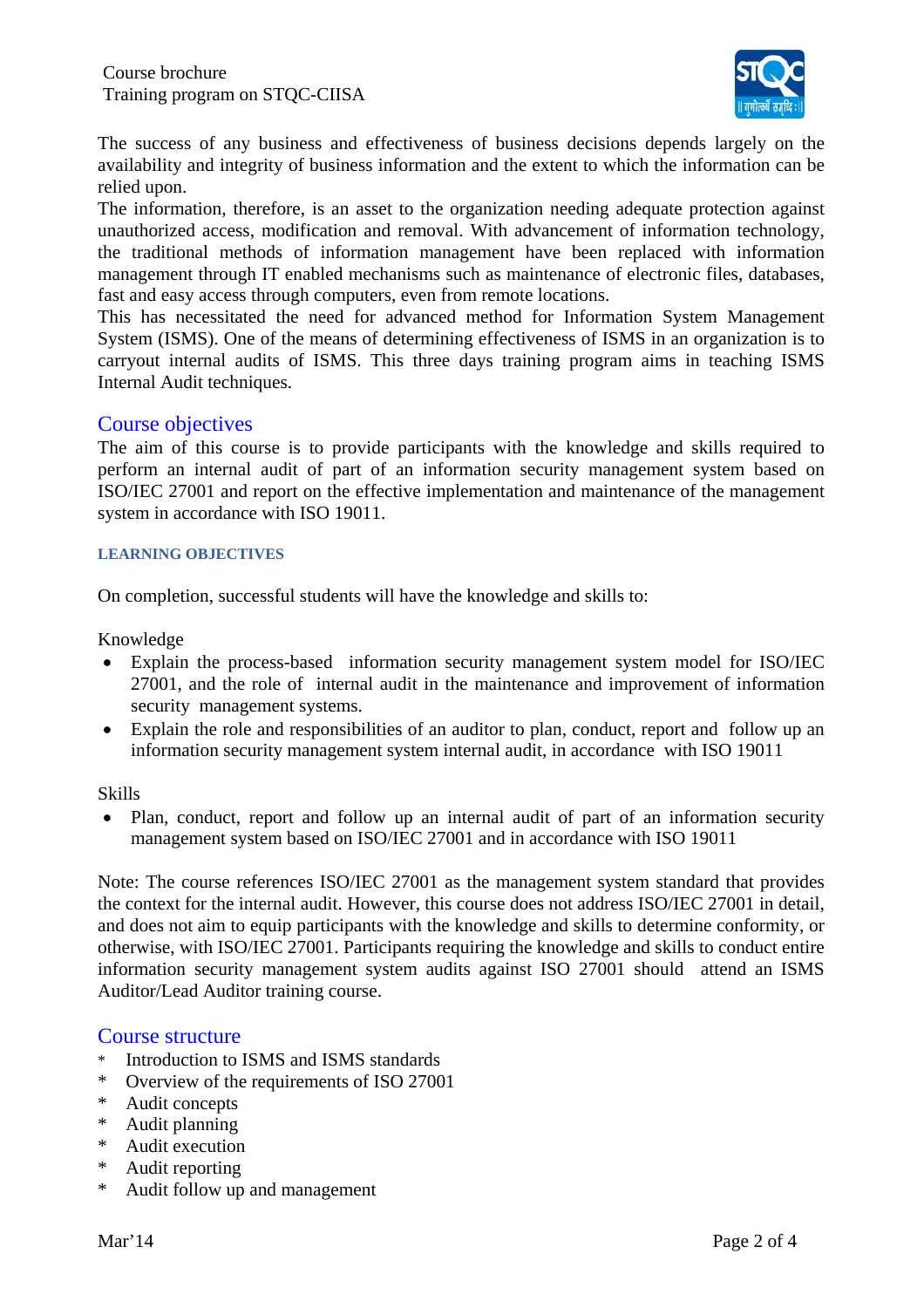The success of any business and effectiveness of business decisions depends largely on the availability and integrity of business information and the extent to which the information can be relied upon.
The information, therefore, is an asset to the organization needing adequate protection against unauthorized access, modification and removal. With advancement of information technology, the traditional methods of information management have been replaced with information management through IT enabled mechanisms such as maintenance of electronic files, databases, fast and easy access through computers, even from remote locations.
This has necessitated the need for advanced method for Information System Management System (ISMS). One of the means of determining effectiveness of ISMS in an organization is to carryout internal audits of ISMS. This three days training program aims in teaching ISMS Internal Audit techniques.

## Course objectives

The aim of this course is to provide participants with the knowledge and skills required to perform an internal audit of part of an information security management system based on ISO/IEC 27001 and report on the effective implementation and maintenance of the management system in accordance with ISO 19011.

### LEARNING OBJECTIVES

On completion, successful students will have the knowledge and skills to:

Knowledge

- Explain the process-based information security management system model for ISO/IEC 27001, and the role of internal audit in the maintenance and improvement of information security management systems.
- Explain the role and responsibilities of an auditor to plan, conduct, report and follow up an information security management system internal audit, in accordance with ISO 19011

Skills

- Plan, conduct, report and follow up an internal audit of part of an information security management system based on ISO/IEC 27001 and in accordance with ISO 19011

Note: The course references ISO/IEC 27001 as the management system standard that provides the context for the internal audit. However, this course does not address ISO/IEC 27001 in detail, and does not aim to equip participants with the knowledge and skills to determine conformity, or otherwise, with ISO/IEC 27001. Participants requiring the knowledge and skills to conduct entire information security management system audits against ISO 27001 should attend an ISMS Auditor/Lead Auditor training course.

## Course structure

- Introduction to ISMS and ISMS standards
- Overview of the requirements of ISO 27001
- Audit concepts
- Audit planning
- Audit execution
- Audit reporting
- Audit follow up and management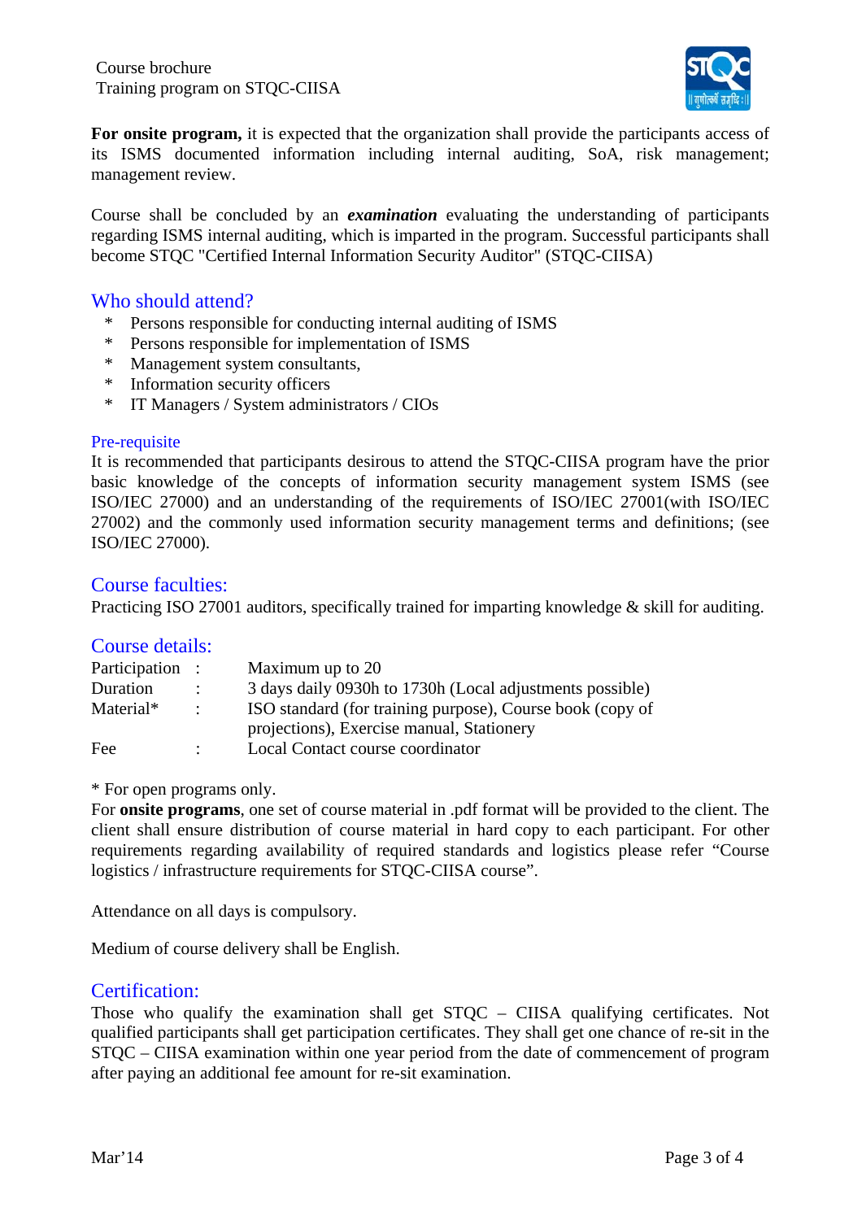**For onsite program,** it is expected that the organization shall provide the participants access of its ISMS documented information including internal auditing, SoA, risk management; management review.

Course shall be concluded by an ***examination*** evaluating the understanding of participants regarding ISMS internal auditing, which is imparted in the program. Successful participants shall become STQC "Certified Internal Information Security Auditor" (STQC-CIISA)

## Who should attend?

* Persons responsible for conducting internal auditing of ISMS
* Persons responsible for implementation of ISMS
* Management system consultants,
* Information security officers
* IT Managers / System administrators / CIOs

### Pre-requisite

It is recommended that participants desirous to attend the STQC-CIISA program have the prior basic knowledge of the concepts of information security management system ISMS (see ISO/IEC 27000) and an understanding of the requirements of ISO/IEC 27001(with ISO/IEC 27002) and the commonly used information security management terms and definitions; (see ISO/IEC 27000).

## Course faculties:

Practicing ISO 27001 auditors, specifically trained for imparting knowledge & skill for auditing.

## Course details:

| | | |
|---|---|---|
| Participation | : | Maximum up to 20 |
| Duration | : | 3 days daily 0930h to 1730h (Local adjustments possible) |
| Material* | : | ISO standard (for training purpose), Course book (copy of projections), Exercise manual, Stationery |
| Fee | : | Local Contact course coordinator |

* For open programs only.

For **onsite programs**, one set of course material in .pdf format will be provided to the client. The client shall ensure distribution of course material in hard copy to each participant. For other requirements regarding availability of required standards and logistics please refer "Course logistics / infrastructure requirements for STQC-CIISA course".

Attendance on all days is compulsory.

Medium of course delivery shall be English.

## Certification:

Those who qualify the examination shall get STQC – CIISA qualifying certificates. Not qualified participants shall get participation certificates. They shall get one chance of re-sit in the STQC – CIISA examination within one year period from the date of commencement of program after paying an additional fee amount for re-sit examination.

Mar'14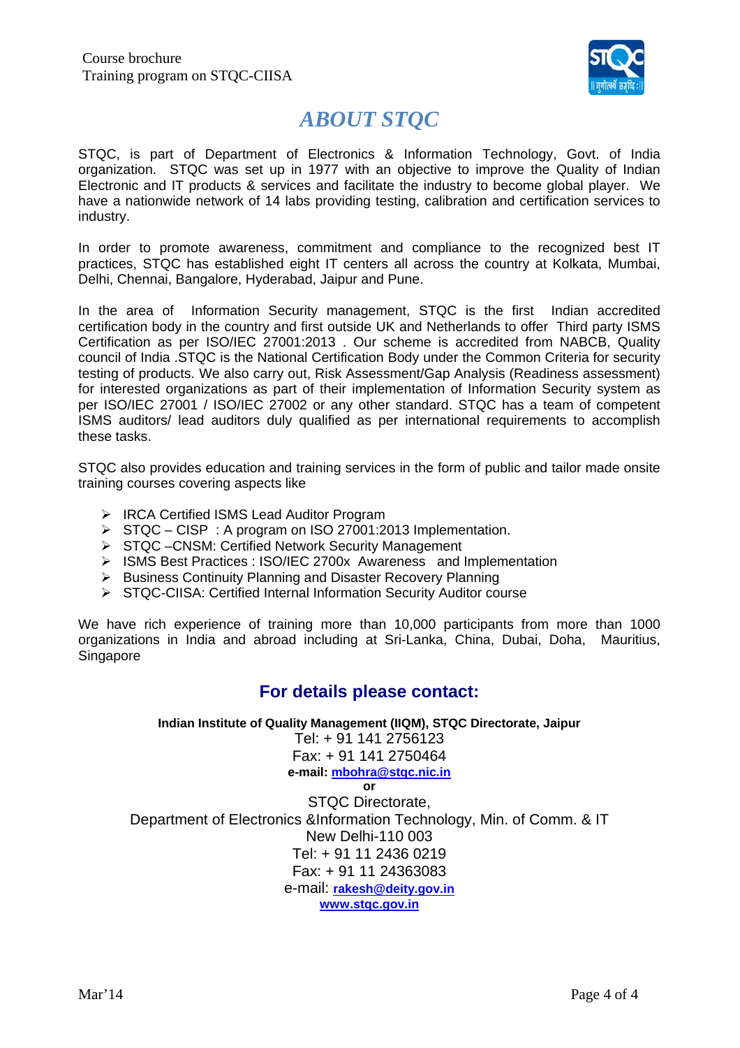# ABOUT STQC

STQC, is part of Department of Electronics & Information Technology, Govt. of India organization. STQC was set up in 1977 with an objective to improve the Quality of Indian Electronic and IT products & services and facilitate the industry to become global player. We have a nationwide network of 14 labs providing testing, calibration and certification services to industry.

In order to promote awareness, commitment and compliance to the recognized best IT practices, STQC has established eight IT centers all across the country at Kolkata, Mumbai, Delhi, Chennai, Bangalore, Hyderabad, Jaipur and Pune.

In the area of Information Security management, STQC is the first Indian accredited certification body in the country and first outside UK and Netherlands to offer Third party ISMS Certification as per ISO/IEC 27001:2013 . Our scheme is accredited from NABCB, Quality council of India .STQC is the National Certification Body under the Common Criteria for security testing of products. We also carry out, Risk Assessment/Gap Analysis (Readiness assessment) for interested organizations as part of their implementation of Information Security system as per ISO/IEC 27001 / ISO/IEC 27002 or any other standard. STQC has a team of competent ISMS auditors/ lead auditors duly qualified as per international requirements to accomplish these tasks.

STQC also provides education and training services in the form of public and tailor made onsite training courses covering aspects like

- IRCA Certified ISMS Lead Auditor Program
- STQC – CISP : A program on ISO 27001:2013 Implementation.
- STQC –CNSM: Certified Network Security Management
- ISMS Best Practices : ISO/IEC 2700x Awareness and Implementation
- Business Continuity Planning and Disaster Recovery Planning
- STQC-CIISA: Certified Internal Information Security Auditor course

We have rich experience of training more than 10,000 participants from more than 1000 organizations in India and abroad including at Sri-Lanka, China, Dubai, Doha, Mauritius, Singapore

## For details please contact:

**Indian Institute of Quality Management (IIQM), STQC Directorate, Jaipur**
Tel: + 91 141 2756123
Fax: + 91 141 2750464
**e-mail: mbohra@stqc.nic.in**

**or**

STQC Directorate,
Department of Electronics &Information Technology, Min. of Comm. & IT
New Delhi-110 003
Tel: + 91 11 2436 0219
Fax: + 91 11 24363083
e-mail: **rakesh@deity.gov.in**
**www.stqc.gov.in**